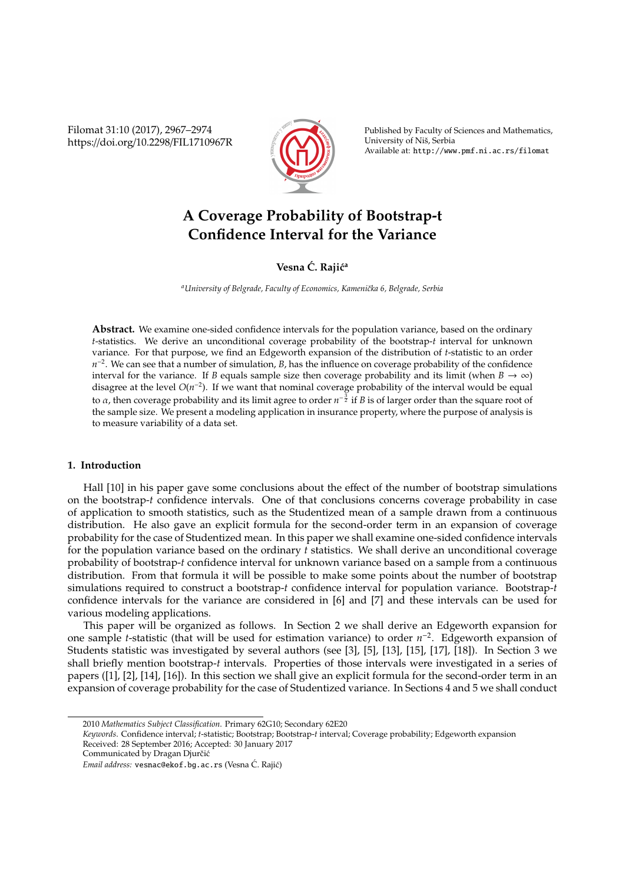# A Coverage Probability of Bootstrap-t Confidence Interval for the Variance

**Vesna Ć. Rajić**[a]

[a]*University of Belgrade, Faculty of Economics, Kamenička 6, Belgrade, Serbia*

**Abstract.** We examine one-sided confidence intervals for the population variance, based on the ordinary $t$-statistics. We derive an unconditional coverage probability of the bootstrap-$t$ interval for unknown variance. For that purpose, we find an Edgeworth expansion of the distribution of $t$-statistic to an order $n^{-2}$. We can see that a number of simulation, $B$, has the influence on coverage probability of the confidence interval for the variance. If $B$ equals sample size then coverage probability and its limit (when $B \to \infty$) disagree at the level $O(n^{-2})$. If we want that nominal coverage probability of the interval would be equal to $\alpha$, then coverage probability and its limit agree to order $n^{-\frac{3}{2}}$ if $B$ is of larger order than the square root of the sample size. We present a modeling application in insurance property, where the purpose of analysis is to measure variability of a data set.

## 1. Introduction

Hall [10] in his paper gave some conclusions about the effect of the number of bootstrap simulations on the bootstrap-$t$ confidence intervals. One of that conclusions concerns coverage probability in case of application to smooth statistics, such as the Studentized mean of a sample drawn from a continuous distribution. He also gave an explicit formula for the second-order term in an expansion of coverage probability for the case of Studentized mean. In this paper we shall examine one-sided confidence intervals for the population variance based on the ordinary $t$ statistics. We shall derive an unconditional coverage probability of bootstrap-$t$ confidence interval for unknown variance based on a sample from a continuous distribution. From that formula it will be possible to make some points about the number of bootstrap simulations required to construct a bootstrap-$t$ confidence interval for population variance. Bootstrap-$t$ confidence intervals for the variance are considered in [6] and [7] and these intervals can be used for various modeling applications.

This paper will be organized as follows. In Section 2 we shall derive an Edgeworth expansion for one sample $t$-statistic (that will be used for estimation variance) to order $n^{-2}$. Edgeworth expansion of Students statistic was investigated by several authors (see [3], [5], [13], [15], [17], [18]). In Section 3 we shall briefly mention bootstrap-$t$ intervals. Properties of those intervals were investigated in a series of papers ([1], [2], [14], [16]). In this section we shall give an explicit formula for the second-order term in an expansion of coverage probability for the case of Studentized variance. In Sections 4 and 5 we shall conduct

---

2010 *Mathematics Subject Classification*. Primary 62G10; Secondary 62E20

*Keywords*. Confidence interval; $t$-statistic; Bootstrap; Bootstrap-$t$ interval; Coverage probability; Edgeworth expansion

Received: 28 September 2016; Accepted: 30 January 2017

Communicated by Dragan Djurčić

*Email address:* vesnac@ekof.bg.ac.rs (Vesna Ć. Rajić)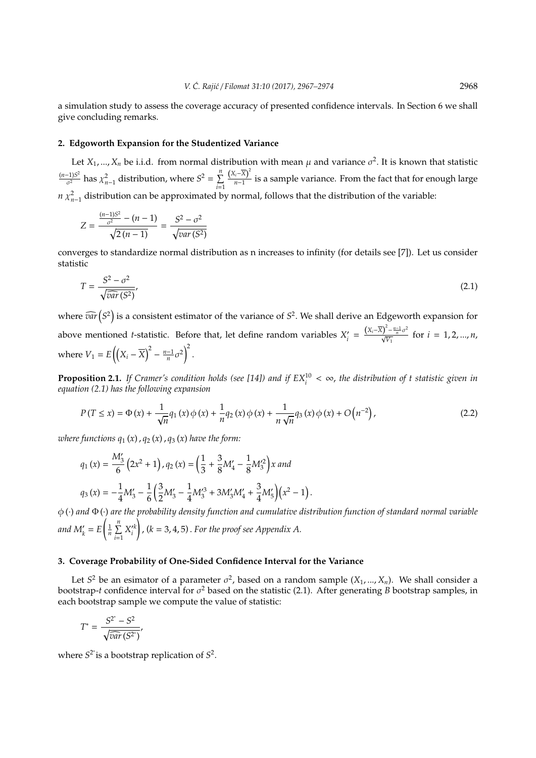a simulation study to assess the coverage accuracy of presented confidence intervals. In Section 6 we shall give concluding remarks.

## 2. Edgeworth Expansion for the Studentized Variance

Let $X_1, ..., X_n$ be i.i.d. from normal distribution with mean $\mu$ and variance $\sigma^2$. It is known that statistic $\frac{(n-1)S^2}{\sigma^2}$ has $\chi^2_{n-1}$ distribution, where $S^2 = \sum_{i=1}^{n} \frac{\left(X_i - \overline{X}\right)^2}{n-1}$ is a sample variance. From the fact that for enough large $n$ $\chi^2_{n-1}$ distribution can be approximated by normal, follows that the distribution of the variable:

$$Z = \frac{\frac{(n-1)S^2}{\sigma^2} - (n-1)}{\sqrt{2(n-1)}} = \frac{S^2 - \sigma^2}{\sqrt{var(S^2)}}$$

converges to standardize normal distribution as n increases to infinity (for details see [7]). Let us consider statistic

$$T = \frac{S^2 - \sigma^2}{\sqrt{\widehat{var}(S^2)}}, \tag{2.1}$$

where $\widehat{var}\left(S^2\right)$ is a consistent estimator of the variance of $S^2$. We shall derive an Edgeworth expansion for above mentioned $t$-statistic. Before that, let define random variables $X'_i = \frac{\left(X_i - \overline{X}\right)^2 - \frac{n-1}{n}\sigma^2}{\sqrt{V_1}}$ for $i = 1, 2, ..., n$, where $V_1 = E\left(\left(X_i - \overline{X}\right)^2 - \frac{n-1}{n}\sigma^2\right)^2$.

**Proposition 2.1.** *If Cramer's condition holds (see [14]) and if $EX_i^{10} < \infty$, the distribution of t statistic given in equation (2.1) has the following expansion*

$$P(T \leq x) = \Phi(x) + \frac{1}{\sqrt{n}} q_1(x) \phi(x) + \frac{1}{n} q_2(x) \phi(x) + \frac{1}{n\sqrt{n}} q_3(x) \phi(x) + O\left(n^{-2}\right), \tag{2.2}$$

*where functions $q_1(x), q_2(x), q_3(x)$ have the form:*

$$q_1(x) = \frac{M'_3}{6}\left(2x^2 + 1\right), q_2(x) = \left(\frac{1}{3} + \frac{3}{8}M'_4 - \frac{1}{8}M'^2_3\right)x \text{ and}$$

$$q_3(x) = -\frac{1}{4}M'_3 - \frac{1}{6}\left(\frac{3}{2}M'_3 - \frac{1}{4}M'^3_3 + 3M'_3M'_4 + \frac{3}{4}M'_5\right)\left(x^2 - 1\right).$$

*$\phi(\cdot)$ and $\Phi(\cdot)$ are the probability density function and cumulative distribution function of standard normal variable and $M'_k = E\left(\frac{1}{n}\sum_{i=1}^{n} X'^k_i\right)$, $(k = 3, 4, 5)$. For the proof see Appendix A.*

## 3. Coverage Probability of One-Sided Confidence Interval for the Variance

Let $S^2$ be an esimator of a parameter $\sigma^2$, based on a random sample $(X_1, ..., X_n)$. We shall consider a bootstrap-$t$ confidence interval for $\sigma^2$ based on the statistic (2.1). After generating $B$ bootstrap samples, in each bootstrap sample we compute the value of statistic:

$$T^* = \frac{S^{2^*} - S^2}{\sqrt{\widehat{var}(S^{2^*})}},$$

where $S^{2^*}$is a bootstrap replication of $S^2$.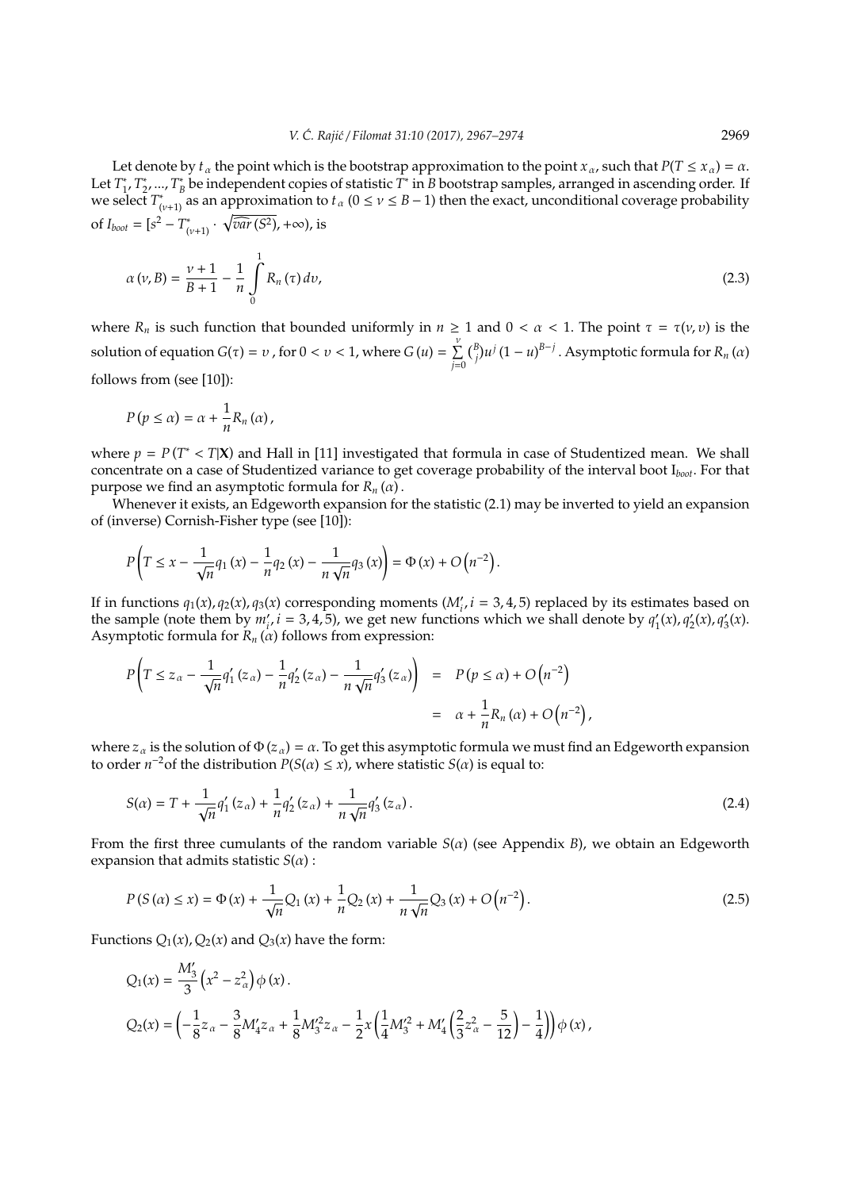Let denote by $t_\alpha$ the point which is the bootstrap approximation to the point $x_\alpha$, such that $P(T \le x_\alpha) = \alpha$. Let $T_1^*, T_2^*, ..., T_B^*$ be independent copies of statistic $T^*$ in $B$ bootstrap samples, arranged in ascending order. If we select $T_{(\nu+1)}^*$ as an approximation to $t_\alpha$ $(0 \le \nu \le B-1)$ then the exact, unconditional coverage probability of $I_{boot} = [s^2 - T_{(\nu+1)}^* \cdot \sqrt{\widehat{var}(S^2)}, +\infty)$, is

$$\alpha(\nu, B) = \frac{\nu+1}{B+1} - \frac{1}{n}\int_0^1 R_n(\tau)\, dv, \tag{2.3}$$

where $R_n$ is such function that bounded uniformly in $n \ge 1$ and $0 < \alpha < 1$. The point $\tau = \tau(\nu, v)$ is the solution of equation $G(\tau) = v$, for $0 < v < 1$, where $G(u) = \sum_{j=0}^{\nu} \binom{B}{j} u^j (1-u)^{B-j}$. Asymptotic formula for $R_n(\alpha)$ follows from (see [10]):

$$P(p \le \alpha) = \alpha + \frac{1}{n}R_n(\alpha),$$

where $p = P(T^* < T|\mathbf{X})$ and Hall in [11] investigated that formula in case of Studentized mean. We shall concentrate on a case of Studentized variance to get coverage probability of the interval boot $I_{boot}$. For that purpose we find an asymptotic formula for $R_n(\alpha)$.

Whenever it exists, an Edgeworth expansion for the statistic (2.1) may be inverted to yield an expansion of (inverse) Cornish-Fisher type (see [10]):

$$P\left(T \le x - \frac{1}{\sqrt{n}}q_1(x) - \frac{1}{n}q_2(x) - \frac{1}{n\sqrt{n}}q_3(x)\right) = \Phi(x) + O\left(n^{-2}\right).$$

If in functions $q_1(x), q_2(x), q_3(x)$ corresponding moments $(M_i', i = 3, 4, 5)$ replaced by its estimates based on the sample (note them by $m_i', i = 3, 4, 5$), we get new functions which we shall denote by $q_1'(x), q_2'(x), q_3'(x)$. Asymptotic formula for $R_n(\alpha)$ follows from expression:

$$\begin{aligned} P\left(T \le z_\alpha - \frac{1}{\sqrt{n}}q_1'(z_\alpha) - \frac{1}{n}q_2'(z_\alpha) - \frac{1}{n\sqrt{n}}q_3'(z_\alpha)\right) &= P(p \le \alpha) + O\left(n^{-2}\right) \\ &= \alpha + \frac{1}{n}R_n(\alpha) + O\left(n^{-2}\right), \end{aligned}$$

where $z_\alpha$ is the solution of $\Phi(z_\alpha) = \alpha$. To get this asymptotic formula we must find an Edgeworth expansion to order $n^{-2}$of the distribution $P(S(\alpha) \le x)$, where statistic $S(\alpha)$ is equal to:

$$S(\alpha) = T + \frac{1}{\sqrt{n}}q_1'(z_\alpha) + \frac{1}{n}q_2'(z_\alpha) + \frac{1}{n\sqrt{n}}q_3'(z_\alpha). \tag{2.4}$$

From the first three cumulants of the random variable $S(\alpha)$ (see Appendix $B$), we obtain an Edgeworth expansion that admits statistic $S(\alpha)$ :

$$P(S(\alpha) \le x) = \Phi(x) + \frac{1}{\sqrt{n}}Q_1(x) + \frac{1}{n}Q_2(x) + \frac{1}{n\sqrt{n}}Q_3(x) + O\left(n^{-2}\right). \tag{2.5}$$

Functions $Q_1(x), Q_2(x)$ and $Q_3(x)$ have the form:

$$Q_1(x) = \frac{M_3'}{3}\left(x^2 - z_\alpha^2\right)\phi(x).$$

$$Q_2(x) = \left(-\frac{1}{8}z_\alpha - \frac{3}{8}M_4' z_\alpha + \frac{1}{8}M_3'^2 z_\alpha - \frac{1}{2}x\left(\frac{1}{4}M_3'^2 + M_4'\left(\frac{2}{3}z_\alpha^2 - \frac{5}{12}\right) - \frac{1}{4}\right)\right)\phi(x),$$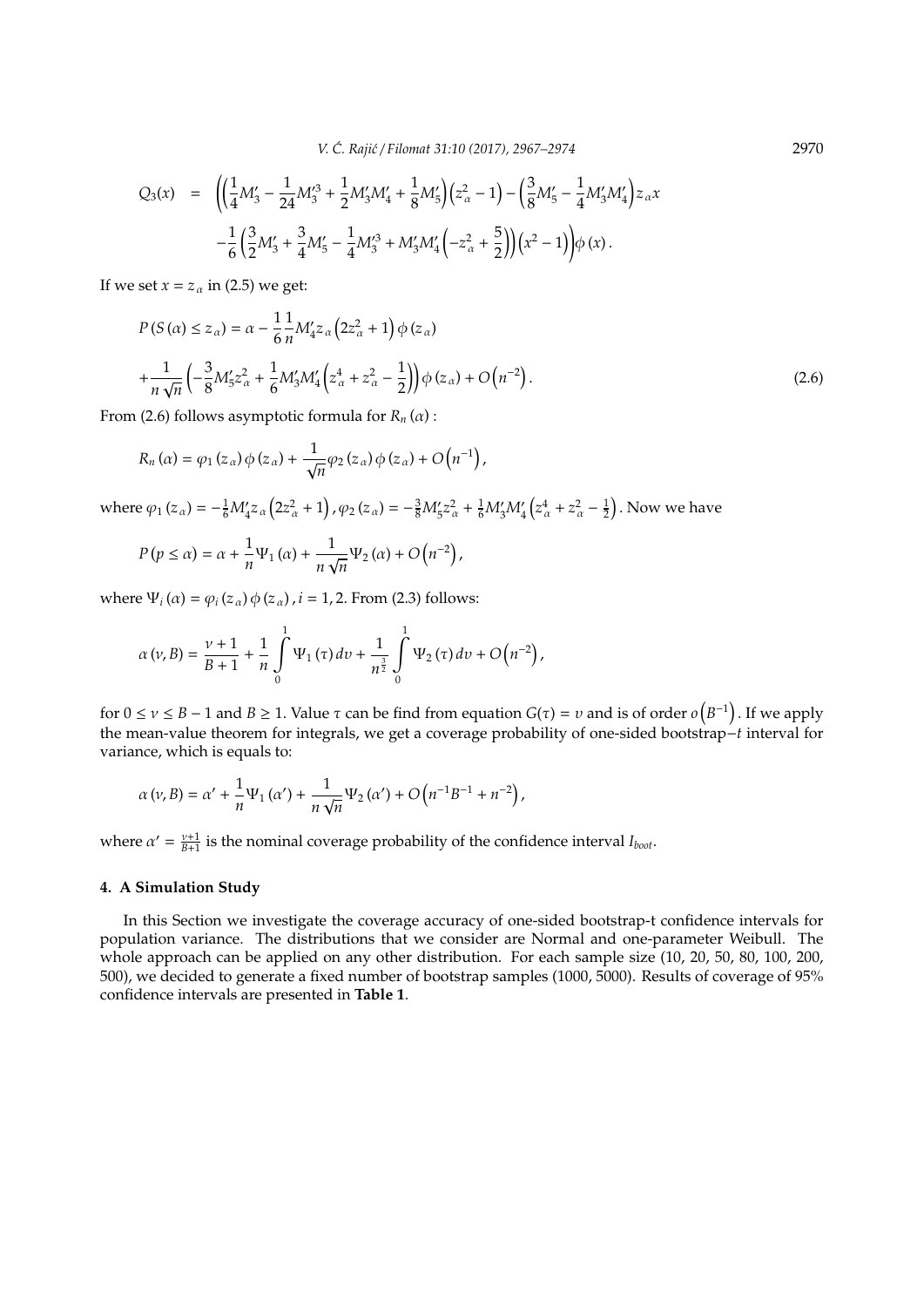$$
\begin{aligned}
Q_3(x) \;=\; & \left( \left( \frac{1}{4}M_3' - \frac{1}{24}M_3'^3 + \frac{1}{2}M_3'M_4' + \frac{1}{8}M_5' \right)\left(z_\alpha^2 - 1\right) - \left( \frac{3}{8}M_5' - \frac{1}{4}M_3'M_4' \right) z_\alpha x \right. \\
& \left. - \frac{1}{6}\left( \frac{3}{2}M_3' + \frac{3}{4}M_5' - \frac{1}{4}M_3'^3 + M_3'M_4'\left(-z_\alpha^2 + \frac{5}{2}\right)\right)\left(x^2 - 1\right)\right)\phi\left(x\right).
\end{aligned}
$$

If we set $x = z_\alpha$ in (2.5) we get:

$$
\begin{aligned}
& P\left(S\left(\alpha\right) \le z_\alpha\right) = \alpha - \frac{1}{6}\frac{1}{n}M_4' z_\alpha \left(2z_\alpha^2 + 1\right)\phi\left(z_\alpha\right) \\
& + \frac{1}{n\sqrt{n}}\left( -\frac{3}{8}M_5' z_\alpha^2 + \frac{1}{6}M_3'M_4'\left(z_\alpha^4 + z_\alpha^2 - \frac{1}{2}\right)\right)\phi\left(z_\alpha\right) + O\left(n^{-2}\right). \qquad (2.6)
\end{aligned}
$$

From (2.6) follows asymptotic formula for $R_n\left(\alpha\right)$ :

$$
R_n\left(\alpha\right) = \varphi_1\left(z_\alpha\right)\phi\left(z_\alpha\right) + \frac{1}{\sqrt{n}}\varphi_2\left(z_\alpha\right)\phi\left(z_\alpha\right) + O\left(n^{-1}\right),
$$

where $\varphi_1\left(z_\alpha\right) = -\frac{1}{6}M_4' z_\alpha \left(2z_\alpha^2 + 1\right), \varphi_2\left(z_\alpha\right) = -\frac{3}{8}M_5' z_\alpha^2 + \frac{1}{6}M_3'M_4'\left(z_\alpha^4 + z_\alpha^2 - \frac{1}{2}\right)$. Now we have

$$
P\left(p \le \alpha\right) = \alpha + \frac{1}{n}\Psi_1\left(\alpha\right) + \frac{1}{n\sqrt{n}}\Psi_2\left(\alpha\right) + O\left(n^{-2}\right),
$$

where $\Psi_i\left(\alpha\right) = \varphi_i\left(z_\alpha\right)\phi\left(z_\alpha\right), i = 1, 2$. From (2.3) follows:

$$
\alpha\left(\nu, B\right) = \frac{\nu + 1}{B + 1} + \frac{1}{n}\int_0^1 \Psi_1\left(\tau\right) dv + \frac{1}{n^{\frac{3}{2}}}\int_0^1 \Psi_2\left(\tau\right) dv + O\left(n^{-2}\right),
$$

for $0 \le \nu \le B - 1$ and $B \ge 1$. Value $\tau$ can be find from equation $G(\tau) = v$ and is of order $o\left(B^{-1}\right)$. If we apply the mean-value theorem for integrals, we get a coverage probability of one-sided bootstrap$-t$ interval for variance, which is equals to:

$$
\alpha\left(\nu, B\right) = \alpha' + \frac{1}{n}\Psi_1\left(\alpha'\right) + \frac{1}{n\sqrt{n}}\Psi_2\left(\alpha'\right) + O\left(n^{-1}B^{-1} + n^{-2}\right),
$$

where $\alpha' = \frac{\nu+1}{B+1}$ is the nominal coverage probability of the confidence interval $I_{boot}$.

## 4. A Simulation Study

In this Section we investigate the coverage accuracy of one-sided bootstrap-t confidence intervals for population variance. The distributions that we consider are Normal and one-parameter Weibull. The whole approach can be applied on any other distribution. For each sample size (10, 20, 50, 80, 100, 200, 500), we decided to generate a fixed number of bootstrap samples (1000, 5000). Results of coverage of 95% confidence intervals are presented in **Table 1**.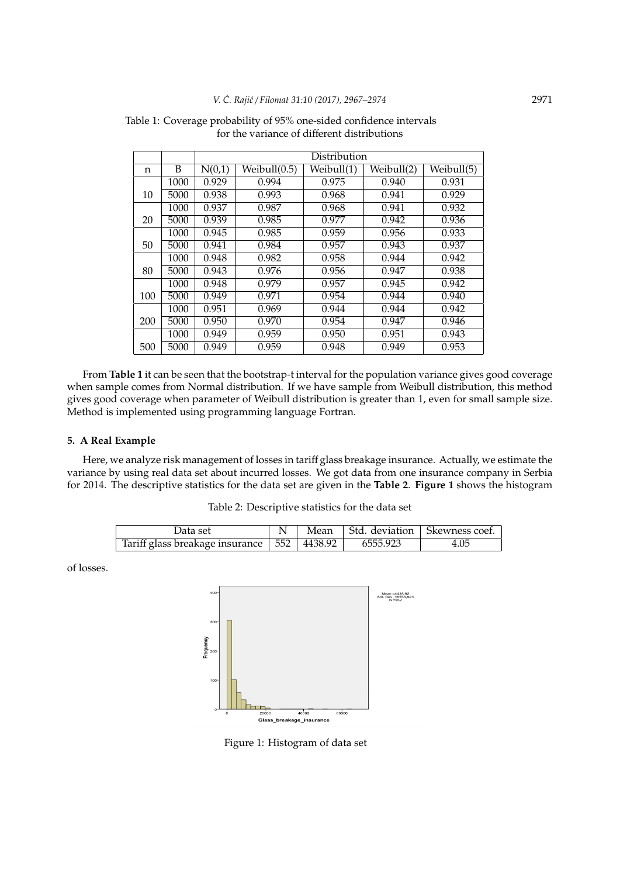Table 1: Coverage probability of 95% one-sided confidence intervals for the variance of different distributions

| | | Distribution | | | | |
|---|---|---|---|---|---|---|
| n | B | N(0,1) | Weibull(0.5) | Weibull(1) | Weibull(2) | Weibull(5) |
| 10 | 1000 | 0.929 | 0.994 | 0.975 | 0.940 | 0.931 |
| | 5000 | 0.938 | 0.993 | 0.968 | 0.941 | 0.929 |
| 20 | 1000 | 0.937 | 0.987 | 0.968 | 0.941 | 0.932 |
| | 5000 | 0.939 | 0.985 | 0.977 | 0.942 | 0.936 |
| 50 | 1000 | 0.945 | 0.985 | 0.959 | 0.956 | 0.933 |
| | 5000 | 0.941 | 0.984 | 0.957 | 0.943 | 0.937 |
| 80 | 1000 | 0.948 | 0.982 | 0.958 | 0.944 | 0.942 |
| | 5000 | 0.943 | 0.976 | 0.956 | 0.947 | 0.938 |
| 100 | 1000 | 0.948 | 0.979 | 0.957 | 0.945 | 0.942 |
| | 5000 | 0.949 | 0.971 | 0.954 | 0.944 | 0.940 |
| 200 | 1000 | 0.951 | 0.969 | 0.944 | 0.944 | 0.942 |
| | 5000 | 0.950 | 0.970 | 0.954 | 0.947 | 0.946 |
| 500 | 1000 | 0.949 | 0.959 | 0.950 | 0.951 | 0.943 |
| | 5000 | 0.949 | 0.959 | 0.948 | 0.949 | 0.953 |

From **Table 1** it can be seen that the bootstrap-t interval for the population variance gives good coverage when sample comes from Normal distribution. If we have sample from Weibull distribution, this method gives good coverage when parameter of Weibull distribution is greater than 1, even for small sample size. Method is implemented using programming language Fortran.

## 5. A Real Example

Here, we analyze risk management of losses in tariff glass breakage insurance. Actually, we estimate the variance by using real data set about incurred losses. We got data from one insurance company in Serbia for 2014. The descriptive statistics for the data set are given in the **Table 2**. **Figure 1** shows the histogram of losses.

Table 2: Descriptive statistics for the data set

| Data set | N | Mean | Std. deviation | Skewness coef. |
|---|---|---|---|---|
| Tariff glass breakage insurance | 552 | 4438.92 | 6555.923 | 4.05 |

Figure 1: Histogram of data set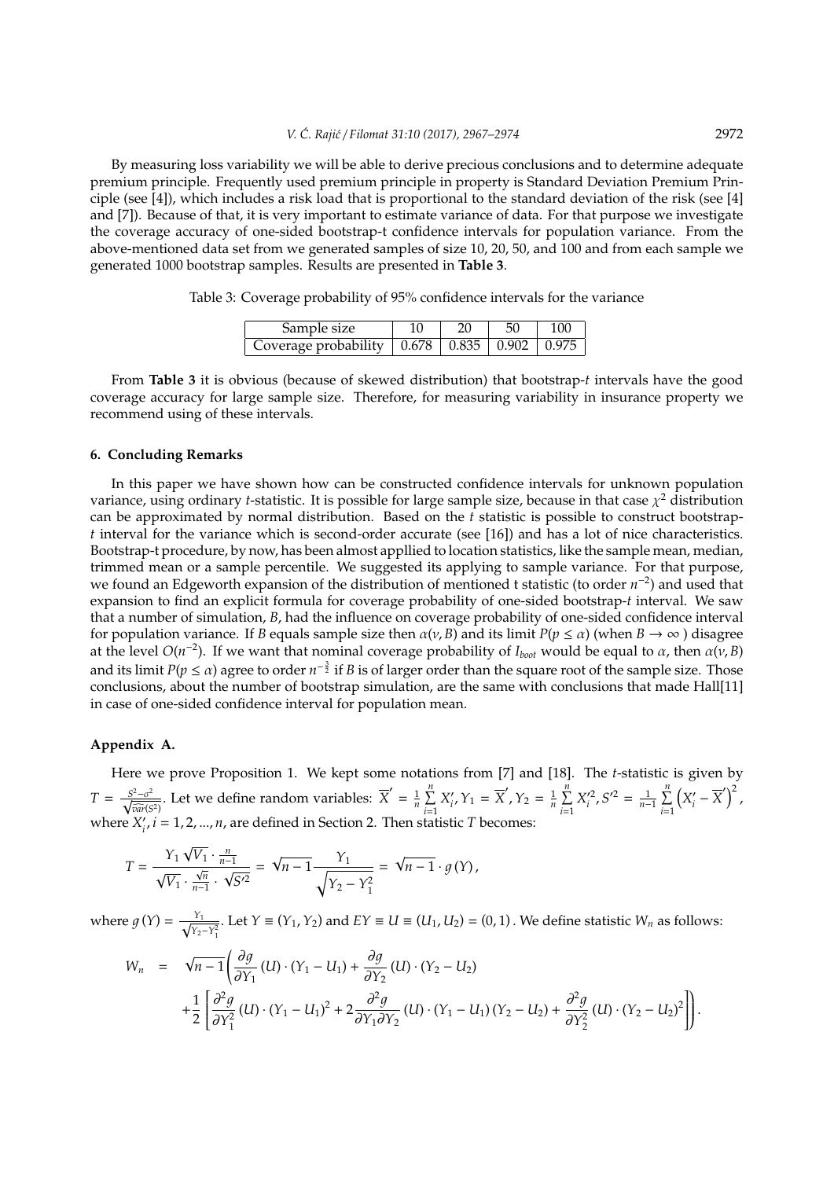By measuring loss variability we will be able to derive precious conclusions and to determine adequate premium principle. Frequently used premium principle in property is Standard Deviation Premium Principle (see [4]), which includes a risk load that is proportional to the standard deviation of the risk (see [4] and [7]). Because of that, it is very important to estimate variance of data. For that purpose we investigate the coverage accuracy of one-sided bootstrap-t confidence intervals for population variance. From the above-mentioned data set from we generated samples of size 10, 20, 50, and 100 and from each sample we generated 1000 bootstrap samples. Results are presented in **Table 3**.

Table 3: Coverage probability of 95% confidence intervals for the variance

| Sample size | 10 | 20 | 50 | 100 |
|---|---|---|---|---|
| Coverage probability | 0.678 | 0.835 | 0.902 | 0.975 |

From **Table 3** it is obvious (because of skewed distribution) that bootstrap-*t* intervals have the good coverage accuracy for large sample size. Therefore, for measuring variability in insurance property we recommend using of these intervals.

## 6. Concluding Remarks

In this paper we have shown how can be constructed confidence intervals for unknown population variance, using ordinary *t*-statistic. It is possible for large sample size, because in that case $\chi^2$ distribution can be approximated by normal distribution. Based on the *t* statistic is possible to construct bootstrap-*t* interval for the variance which is second-order accurate (see [16]) and has a lot of nice characteristics. Bootstrap-t procedure, by now, has been almost appllied to location statistics, like the sample mean, median, trimmed mean or a sample percentile. We suggested its applying to sample variance. For that purpose, we found an Edgeworth expansion of the distribution of mentioned t statistic (to order $n^{-2}$) and used that expansion to find an explicit formula for coverage probability of one-sided bootstrap-*t* interval. We saw that a number of simulation, $B$, had the influence on coverage probability of one-sided confidence interval for population variance. If $B$ equals sample size then $\alpha(\nu, B)$ and its limit $P(p \leq \alpha)$ (when $B \to \infty$ ) disagree at the level $O(n^{-2})$. If we want that nominal coverage probability of $I_{boot}$ would be equal to $\alpha$, then $\alpha(\nu, B)$ and its limit $P(p \leq \alpha)$ agree to order $n^{-\frac{3}{2}}$ if $B$ is of larger order than the square root of the sample size. Those conclusions, about the number of bootstrap simulation, are the same with conclusions that made Hall[11] in case of one-sided confidence interval for population mean.

### Appendix A.

Here we prove Proposition 1. We kept some notations from [7] and [18]. The *t*-statistic is given by $T = \frac{S^2-\sigma^2}{\sqrt{\widehat{var}(S^2)}}$. Let we define random variables: $\overline{X}' = \frac{1}{n}\sum\limits_{i=1}^{n} X_i'$, $Y_1 = \overline{X}'$, $Y_2 = \frac{1}{n}\sum\limits_{i=1}^{n} X_i'^2$, $S'^2 = \frac{1}{n-1}\sum\limits_{i=1}^{n}\left(X_i' - \overline{X}'\right)^2$, where $X_i'$, $i = 1, 2, ..., n$, are defined in Section 2. Then statistic $T$ becomes:

$$T = \frac{Y_1\sqrt{V_1}\cdot\frac{n}{n-1}}{\sqrt{V_1}\cdot\frac{\sqrt{n}}{n-1}\cdot\sqrt{S'^2}} = \sqrt{n-1}\frac{Y_1}{\sqrt{Y_2 - Y_1^2}} = \sqrt{n-1}\cdot g(Y),$$

where $g(Y) = \frac{Y_1}{\sqrt{Y_2 - Y_1^2}}$. Let $Y \equiv (Y_1, Y_2)$ and $EY \equiv U \equiv (U_1, U_2) = (0, 1)$. We define statistic $W_n$ as follows:

$$\begin{aligned} W_n \;=\; & \sqrt{n-1}\Bigg(\frac{\partial g}{\partial Y_1}(U)\cdot(Y_1 - U_1) + \frac{\partial g}{\partial Y_2}(U)\cdot(Y_2 - U_2) \\ & + \frac{1}{2}\left[\frac{\partial^2 g}{\partial Y_1^2}(U)\cdot(Y_1 - U_1)^2 + 2\frac{\partial^2 g}{\partial Y_1 \partial Y_2}(U)\cdot(Y_1 - U_1)(Y_2 - U_2) + \frac{\partial^2 g}{\partial Y_2^2}(U)\cdot(Y_2 - U_2)^2\right]\Bigg). \end{aligned}$$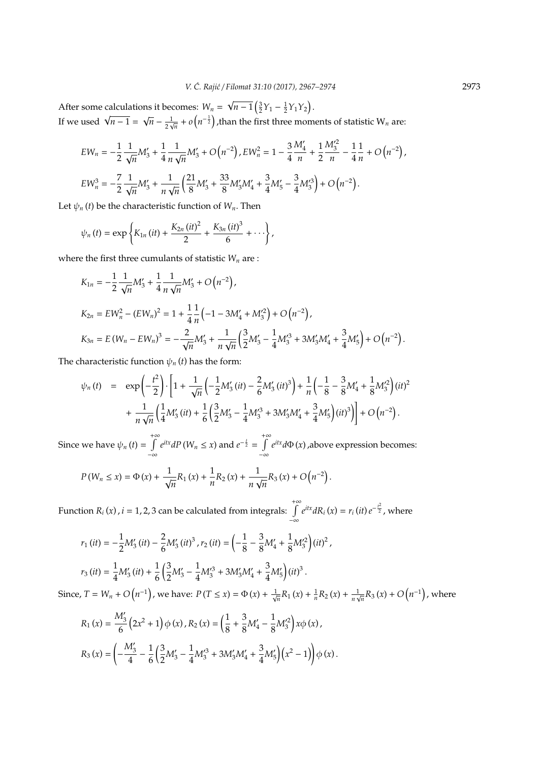After some calculations it becomes: $W_n = \sqrt{n-1}\left(\frac{3}{2}Y_1 - \frac{1}{2}Y_1Y_2\right)$.
If we used $\sqrt{n-1} = \sqrt{n} - \frac{1}{2\sqrt{n}} + o\left(n^{-\frac{1}{2}}\right)$,than the first three moments of statistic $W_n$ are:

$$EW_n = -\frac{1}{2}\frac{1}{\sqrt{n}}M_3' + \frac{1}{4}\frac{1}{n\sqrt{n}}M_3' + O\left(n^{-2}\right), EW_n^2 = 1 - \frac{3}{4}\frac{M_4'}{n} + \frac{1}{2}\frac{M_3'^2}{n} - \frac{1}{4}\frac{1}{n} + O\left(n^{-2}\right),$$

$$EW_n^3 = -\frac{7}{2}\frac{1}{\sqrt{n}}M_3' + \frac{1}{n\sqrt{n}}\left(\frac{21}{8}M_3' + \frac{33}{8}M_3'M_4' + \frac{3}{4}M_5' - \frac{3}{4}M_3'^3\right) + O\left(n^{-2}\right).$$

Let $\psi_n(t)$ be the characteristic function of $W_n$. Then

$$\psi_n(t) = \exp\left\{K_{1n}(it) + \frac{K_{2n}(it)^2}{2} + \frac{K_{3n}(it)^3}{6} + \cdots\right\},$$

where the first three cumulants of statistic $W_n$ are :

$$K_{1n} = -\frac{1}{2}\frac{1}{\sqrt{n}}M_3' + \frac{1}{4}\frac{1}{n\sqrt{n}}M_3' + O\left(n^{-2}\right),$$

$$K_{2n} = EW_n^2 - (EW_n)^2 = 1 + \frac{1}{4}\frac{1}{n}\left(-1 - 3M_4' + M_3'^2\right) + O\left(n^{-2}\right),$$

$$K_{3n} = E(W_n - EW_n)^3 = -\frac{2}{\sqrt{n}}M_3' + \frac{1}{n\sqrt{n}}\left(\frac{3}{2}M_3' - \frac{1}{4}M_3'^3 + 3M_3'M_4' + \frac{3}{4}M_5'\right) + O\left(n^{-2}\right).$$

The characteristic function $\psi_n(t)$ has the form:

$$\begin{aligned}\psi_n(t) &= \exp\left(-\frac{t^2}{2}\right)\cdot\left[1 + \frac{1}{\sqrt{n}}\left(-\frac{1}{2}M_3'(it) - \frac{2}{6}M_3'(it)^3\right) + \frac{1}{n}\left(-\frac{1}{8} - \frac{3}{8}M_4' + \frac{1}{8}M_3'^2\right)(it)^2\right.\\ &\left. + \frac{1}{n\sqrt{n}}\left(\frac{1}{4}M_3'(it) + \frac{1}{6}\left(\frac{3}{2}M_3' - \frac{1}{4}M_3'^3 + 3M_3'M_4' + \frac{3}{4}M_5'\right)(it)^3\right)\right] + O\left(n^{-2}\right).\end{aligned}$$

Since we have $\psi_n(t) = \int_{-\infty}^{+\infty} e^{itx}dP(W_n \le x)$ and $e^{-\frac{t}{2}} = \int_{-\infty}^{+\infty} e^{itx}d\Phi(x)$,above expression becomes:

$$P(W_n \le x) = \Phi(x) + \frac{1}{\sqrt{n}}R_1(x) + \frac{1}{n}R_2(x) + \frac{1}{n\sqrt{n}}R_3(x) + O\left(n^{-2}\right).$$

Function $R_i(x), i = 1, 2, 3$ can be calculated from integrals: $\int_{-\infty}^{+\infty} e^{itx}dR_i(x) = r_i(it)e^{-\frac{t^2}{2}}$, where

$$r_1(it) = -\frac{1}{2}M_3'(it) - \frac{2}{6}M_3'(it)^3, r_2(it) = \left(-\frac{1}{8} - \frac{3}{8}M_4' + \frac{1}{8}M_3'^2\right)(it)^2,$$

$$r_3(it) = \frac{1}{4}M_3'(it) + \frac{1}{6}\left(\frac{3}{2}M_3' - \frac{1}{4}M_3'^3 + 3M_3'M_4' + \frac{3}{4}M_5'\right)(it)^3.$$

Since, $T = W_n + O\left(n^{-1}\right)$, we have: $P(T \le x) = \Phi(x) + \frac{1}{\sqrt{n}}R_1(x) + \frac{1}{n}R_2(x) + \frac{1}{n\sqrt{n}}R_3(x) + O\left(n^{-1}\right)$, where

$$R_1(x) = \frac{M_3'}{6}\left(2x^2 + 1\right)\phi(x), R_2(x) = \left(\frac{1}{8} + \frac{3}{8}M_4' - \frac{1}{8}M_3'^2\right)x\phi(x),$$

$$R_3(x) = \left(-\frac{M_3'}{4} - \frac{1}{6}\left(\frac{3}{2}M_3' - \frac{1}{4}M_3'^3 + 3M_3'M_4' + \frac{3}{4}M_5'\right)\left(x^2 - 1\right)\right)\phi(x).$$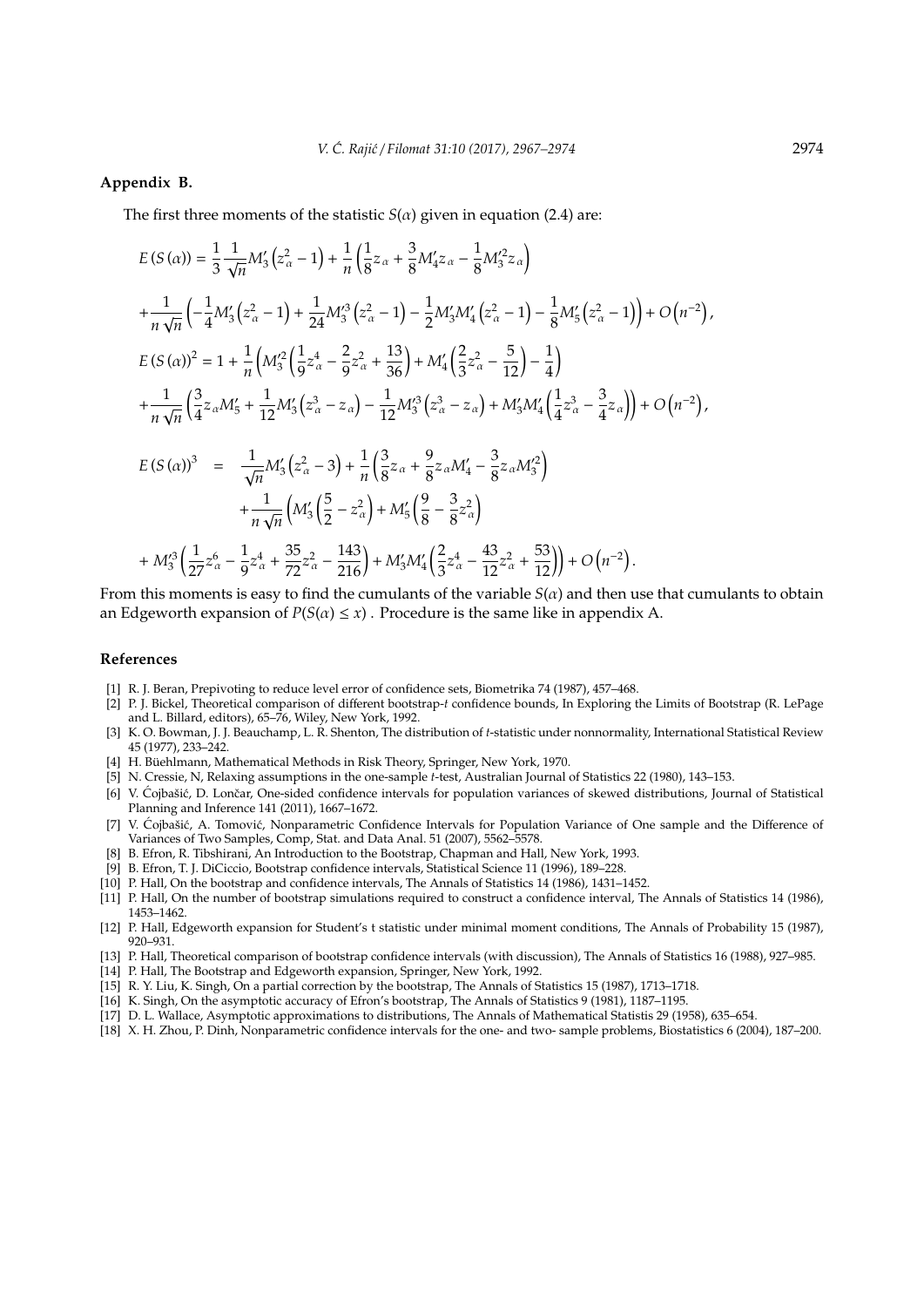## Appendix B.

The first three moments of the statistic $S(\alpha)$ given in equation (2.4) are:

$$
\begin{aligned}
E\left(S\left(\alpha\right)\right) &= \frac{1}{3}\frac{1}{\sqrt{n}}M_3'\left(z_\alpha^2-1\right)+\frac{1}{n}\left(\frac{1}{8}z_\alpha+\frac{3}{8}M_4'z_\alpha-\frac{1}{8}M_3'^2 z_\alpha\right)\\
&+\frac{1}{n\sqrt{n}}\left(-\frac{1}{4}M_3'\left(z_\alpha^2-1\right)+\frac{1}{24}M_3'^3\left(z_\alpha^2-1\right)-\frac{1}{2}M_3'M_4'\left(z_\alpha^2-1\right)-\frac{1}{8}M_5'\left(z_\alpha^2-1\right)\right)+O\left(n^{-2}\right),\\
E\left(S\left(\alpha\right)\right)^2 &= 1+\frac{1}{n}\left(M_3'^2\left(\frac{1}{9}z_\alpha^4-\frac{2}{9}z_\alpha^2+\frac{13}{36}\right)+M_4'\left(\frac{2}{3}z_\alpha^2-\frac{5}{12}\right)-\frac{1}{4}\right)\\
&+\frac{1}{n\sqrt{n}}\left(\frac{3}{4}z_\alpha M_5'+\frac{1}{12}M_3'\left(z_\alpha^3-z_\alpha\right)-\frac{1}{12}M_3'^3\left(z_\alpha^3-z_\alpha\right)+M_3'M_4'\left(\frac{1}{4}z_\alpha^3-\frac{3}{4}z_\alpha\right)\right)+O\left(n^{-2}\right),
\end{aligned}
$$

$$
\begin{aligned}
E\left(S\left(\alpha\right)\right)^3 &= \frac{1}{\sqrt{n}}M_3'\left(z_\alpha^2-3\right)+\frac{1}{n}\left(\frac{3}{8}z_\alpha+\frac{9}{8}z_\alpha M_4'-\frac{3}{8}z_\alpha M_3'^2\right)\\
&+\frac{1}{n\sqrt{n}}\left(M_3'\left(\frac{5}{2}-z_\alpha^2\right)+M_5'\left(\frac{9}{8}-\frac{3}{8}z_\alpha^2\right)\right.\\
&\left.+M_3'^3\left(\frac{1}{27}z_\alpha^6-\frac{1}{9}z_\alpha^4+\frac{35}{72}z_\alpha^2-\frac{143}{216}\right)+M_3'M_4'\left(\frac{2}{3}z_\alpha^4-\frac{43}{12}z_\alpha^2+\frac{53}{12}\right)\right)+O\left(n^{-2}\right).
\end{aligned}
$$

From this moments is easy to find the cumulants of the variable $S(\alpha)$ and then use that cumulants to obtain an Edgeworth expansion of $P(S(\alpha) \le x)$ . Procedure is the same like in appendix A.

## References

[1] R. J. Beran, Prepivoting to reduce level error of confidence sets, Biometrika 74 (1987), 457–468.

[2] P. J. Bickel, Theoretical comparison of different bootstrap-*t* confidence bounds, In Exploring the Limits of Bootstrap (R. LePage and L. Billard, editors), 65–76, Wiley, New York, 1992.

[3] K. O. Bowman, J. J. Beauchamp, L. R. Shenton, The distribution of *t*-statistic under nonnormality, International Statistical Review 45 (1977), 233–242.

[4] H. Büehlmann, Mathematical Methods in Risk Theory, Springer, New York, 1970.

[5] N. Cressie, N, Relaxing assumptions in the one-sample *t*-test, Australian Journal of Statistics 22 (1980), 143–153.

[6] V. Ćojbašić, D. Lončar, One-sided confidence intervals for population variances of skewed distributions, Journal of Statistical Planning and Inference 141 (2011), 1667–1672.

[7] V. Ćojbašić, A. Tomović, Nonparametric Confidence Intervals for Population Variance of One sample and the Difference of Variances of Two Samples, Comp, Stat. and Data Anal. 51 (2007), 5562–5578.

[8] B. Efron, R. Tibshirani, An Introduction to the Bootstrap, Chapman and Hall, New York, 1993.

[9] B. Efron, T. J. DiCiccio, Bootstrap confidence intervals, Statistical Science 11 (1996), 189–228.

[10] P. Hall, On the bootstrap and confidence intervals, The Annals of Statistics 14 (1986), 1431–1452.

[11] P. Hall, On the number of bootstrap simulations required to construct a confidence interval, The Annals of Statistics 14 (1986), 1453–1462.

[12] P. Hall, Edgeworth expansion for Student's t statistic under minimal moment conditions, The Annals of Probability 15 (1987), 920–931.

[13] P. Hall, Theoretical comparison of bootstrap confidence intervals (with discussion), The Annals of Statistics 16 (1988), 927–985.

[14] P. Hall, The Bootstrap and Edgeworth expansion, Springer, New York, 1992.

[15] R. Y. Liu, K. Singh, On a partial correction by the bootstrap, The Annals of Statistics 15 (1987), 1713–1718.

[16] K. Singh, On the asymptotic accuracy of Efron's bootstrap, The Annals of Statistics 9 (1981), 1187–1195.

[17] D. L. Wallace, Asymptotic approximations to distributions, The Annals of Mathematical Statistis 29 (1958), 635–654.

[18] X. H. Zhou, P. Dinh, Nonparametric confidence intervals for the one- and two- sample problems, Biostatistics 6 (2004), 187–200.